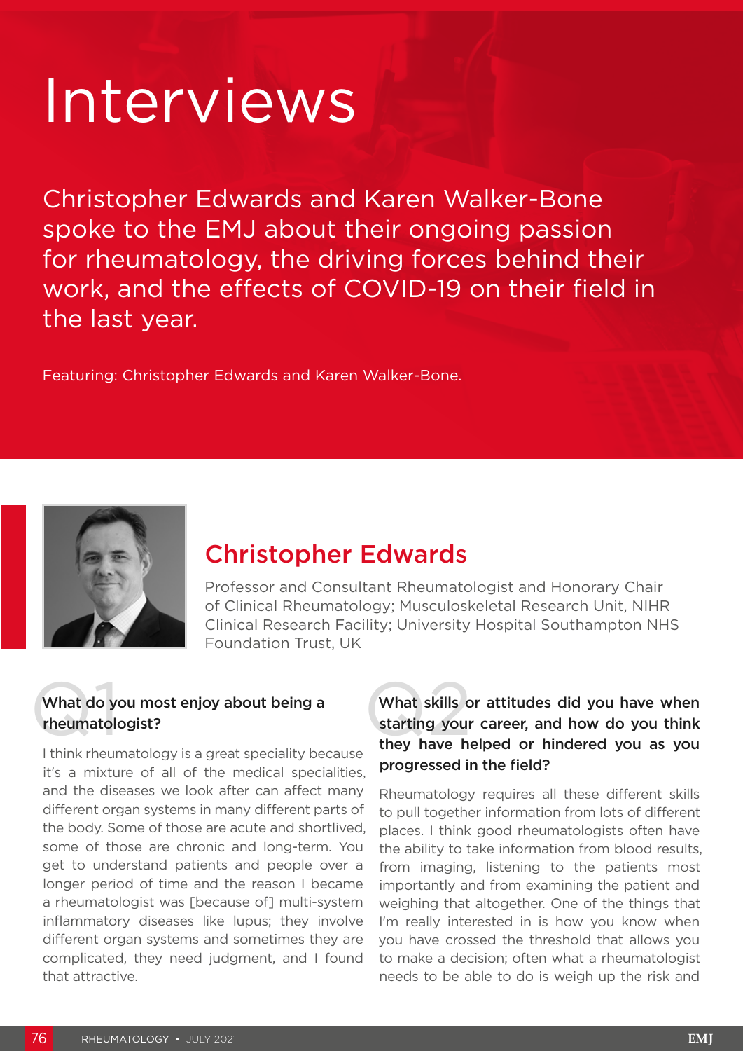# Interviews

Christopher Edwards and Karen Walker-Bone spoke to the EMJ about their ongoing passion for rheumatology, the driving forces behind their work, and the effects of COVID-19 on their field in the last year.

Featuring: Christopher Edwards and Karen Walker-Bone.

## Christopher Edwards

Professor and Consultant Rheumatologist and Honorary Chair of Clinical Rheumatology; Musculoskeletal Research Unit, NIHR Clinical Research Facility; University Hospital Southampton NHS Foundation Trust, UK

### Q1 What do you most enjoy about being a rheumatologist?

I think rheumatology is a great speciality because it's a mixture of all of the medical specialities, and the diseases we look after can affect many different organ systems in many different parts of the body. Some of those are acute and shortlived, some of those are chronic and long-term. You get to understand patients and people over a longer period of time and the reason I became a rheumatologist was [because of] multi-system inflammatory diseases like lupus; they involve different organ systems and sometimes they are complicated, they need judgment, and I found that attractive.

### Q2 What skills or attitudes did you have when starting your career, and how do you think they have helped or hindered you as you progressed in the field?

Rheumatology requires all these different skills to pull together information from lots of different places. I think good rheumatologists often have the ability to take information from blood results, from imaging, listening to the patients most importantly and from examining the patient and weighing that altogether. One of the things that I'm really interested in is how you know when you have crossed the threshold that allows you to make a decision; often what a rheumatologist needs to be able to do is weigh up the risk and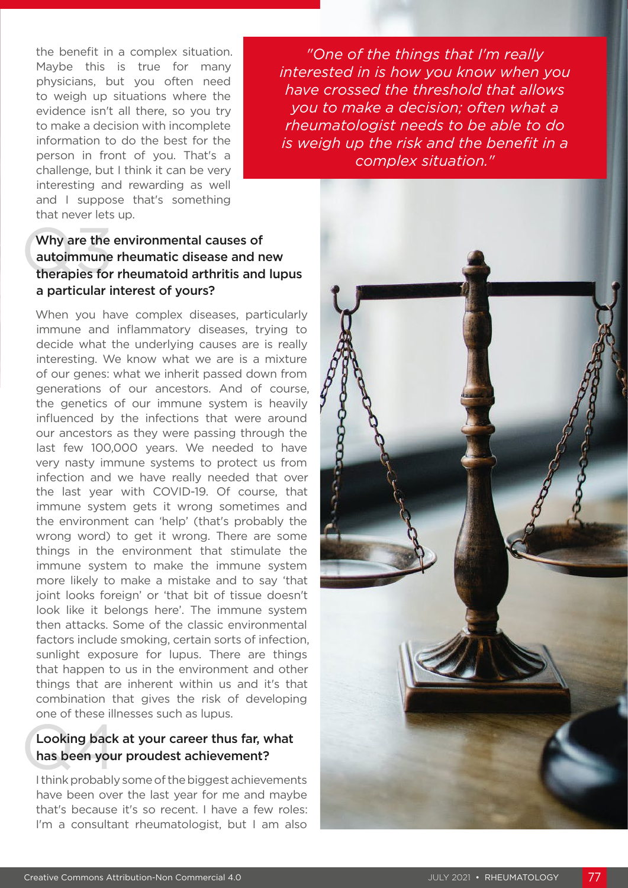the benefit in a complex situation. Maybe this is true for many physicians, but you often need to weigh up situations where the evidence isn't all there, so you try to make a decision with incomplete information to do the best for the person in front of you. That's a challenge, but I think it can be very interesting and rewarding as well and I suppose that's something that never lets up.

> *"One of the things that I'm really interested in is how you know when you have crossed the threshold that allows you to make a decision; often what a rheumatologist needs to be able to do is weigh up the risk and the benefit in a complex situation."*

## Q3 Why are the environmental causes of autoimmune rheumatic disease and new therapies for rheumatoid arthritis and lupus a particular interest of yours?

When you have complex diseases, particularly immune and inflammatory diseases, trying to decide what the underlying causes are is really interesting. We know what we are is a mixture of our genes: what we inherit passed down from generations of our ancestors. And of course, the genetics of our immune system is heavily influenced by the infections that were around our ancestors as they were passing through the last few 100,000 years. We needed to have very nasty immune systems to protect us from infection and we have really needed that over the last year with COVID-19. Of course, that immune system gets it wrong sometimes and the environment can 'help' (that's probably the wrong word) to get it wrong. There are some things in the environment that stimulate the immune system to make the immune system more likely to make a mistake and to say 'that joint looks foreign' or 'that bit of tissue doesn't look like it belongs here'. The immune system then attacks. Some of the classic environmental factors include smoking, certain sorts of infection, sunlight exposure for lupus. There are things that happen to us in the environment and other things that are inherent within us and it's that combination that gives the risk of developing one of these illnesses such as lupus.

## Q4 Looking back at your career thus far, what has been your proudest achievement?

I think probably some of the biggest achievements have been over the last year for me and maybe that's because it's so recent. I have a few roles: I'm a consultant rheumatologist, but I am also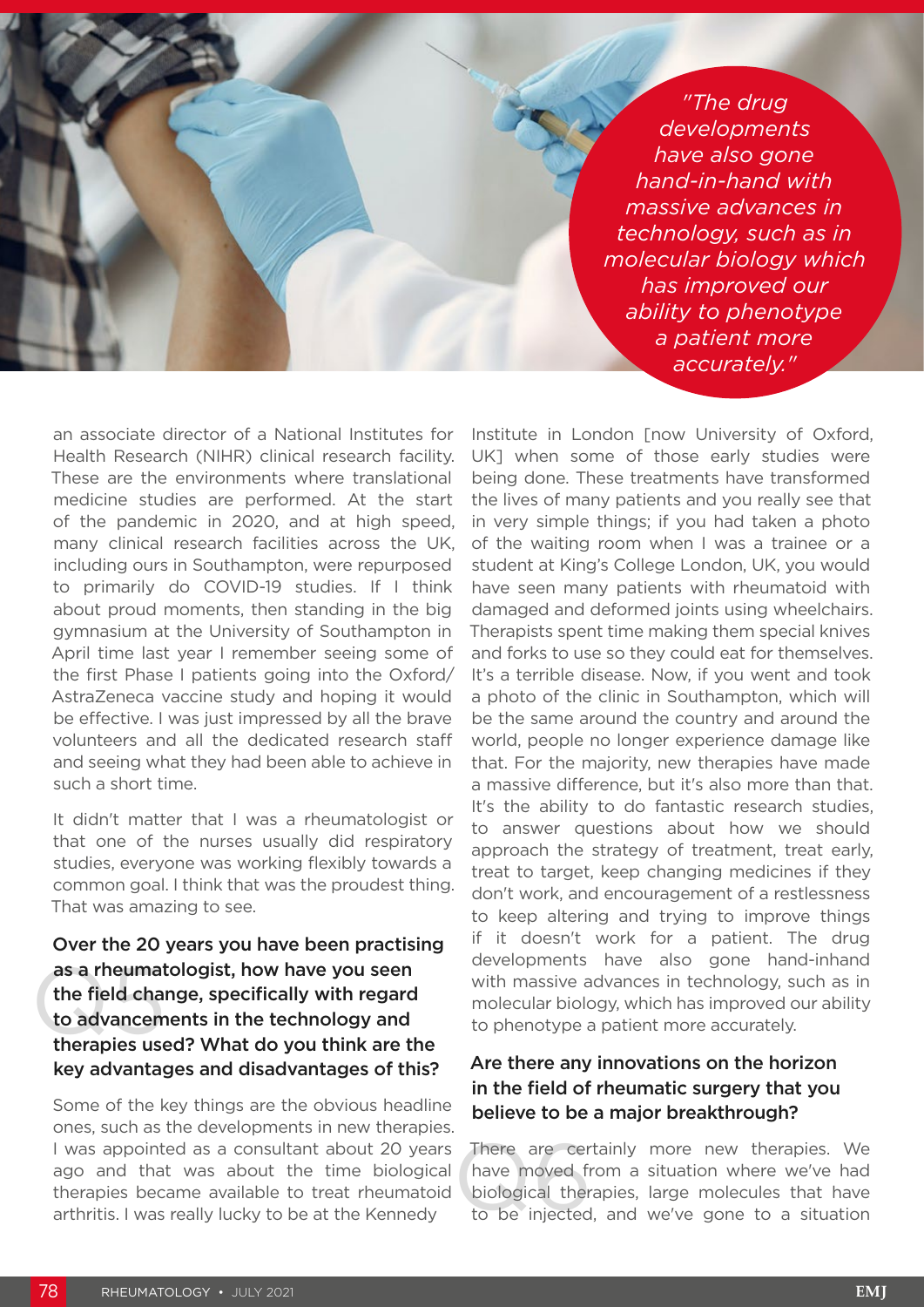> "The drug developments have also gone hand-in-hand with massive advances in technology, such as in molecular biology which has improved our ability to phenotype a patient more accurately."

an associate director of a National Institutes for Health Research (NIHR) clinical research facility. These are the environments where translational medicine studies are performed. At the start of the pandemic in 2020, and at high speed, many clinical research facilities across the UK, including ours in Southampton, were repurposed to primarily do COVID-19 studies. If I think about proud moments, then standing in the big gymnasium at the University of Southampton in April time last year I remember seeing some of the first Phase I patients going into the Oxford/AstraZeneca vaccine study and hoping it would be effective. I was just impressed by all the brave volunteers and all the dedicated research staff and seeing what they had been able to achieve in such a short time.

It didn't matter that I was a rheumatologist or that one of the nurses usually did respiratory studies, everyone was working flexibly towards a common goal. I think that was the proudest thing. That was amazing to see.

### Q5 Over the 20 years you have been practising as a rheumatologist, how have you seen the field change, specifically with regard to advancements in the technology and therapies used? What do you think are the key advantages and disadvantages of this?

Some of the key things are the obvious headline ones, such as the developments in new therapies. I was appointed as a consultant about 20 years ago and that was about the time biological therapies became available to treat rheumatoid arthritis. I was really lucky to be at the Kennedy Institute in London [now University of Oxford, UK] when some of those early studies were being done. These treatments have transformed the lives of many patients and you really see that in very simple things; if you had taken a photo of the waiting room when I was a trainee or a student at King's College London, UK, you would have seen many patients with rheumatoid with damaged and deformed joints using wheelchairs. Therapists spent time making them special knives and forks to use so they could eat for themselves. It's a terrible disease. Now, if you went and took a photo of the clinic in Southampton, which will be the same around the country and around the world, people no longer experience damage like that. For the majority, new therapies have made a massive difference, but it's also more than that. It's the ability to do fantastic research studies, to answer questions about how we should approach the strategy of treatment, treat early, treat to target, keep changing medicines if they don't work, and encouragement of a restlessness to keep altering and trying to improve things if it doesn't work for a patient. The drug developments have also gone hand-inhand with massive advances in technology, such as in molecular biology, which has improved our ability to phenotype a patient more accurately.

### Q6 Are there any innovations on the horizon in the field of rheumatic surgery that you believe to be a major breakthrough?

There are certainly more new therapies. We have moved from a situation where we've had biological therapies, large molecules that have to be injected, and we've gone to a situation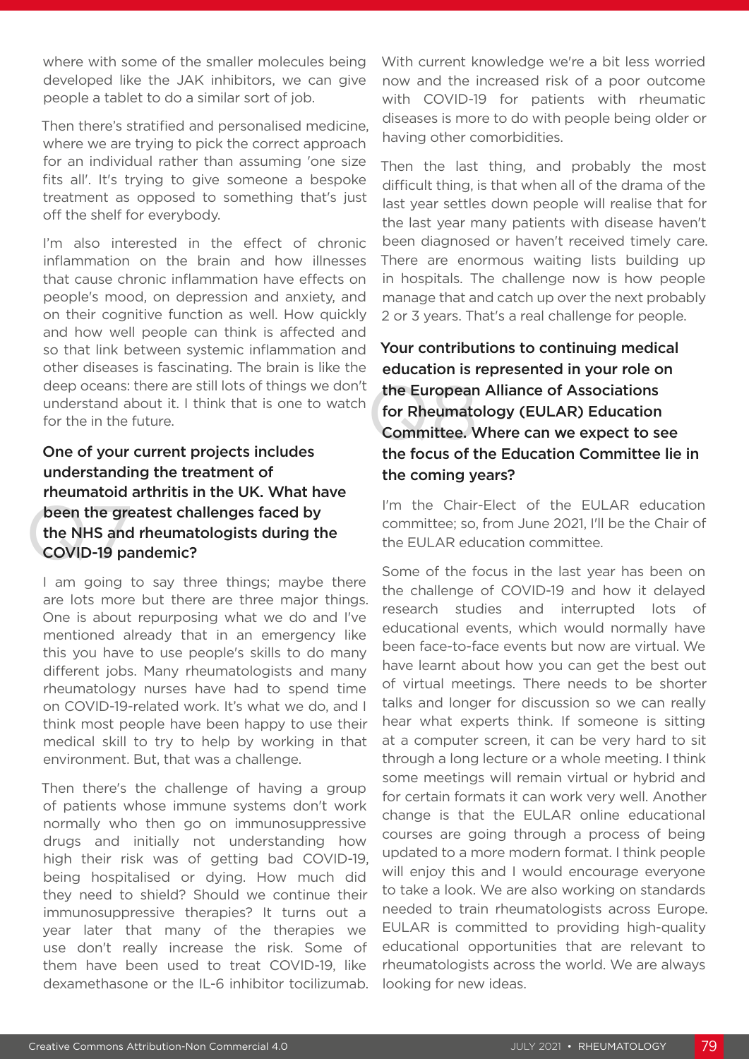where with some of the smaller molecules being developed like the JAK inhibitors, we can give people a tablet to do a similar sort of job.

Then there's stratified and personalised medicine, where we are trying to pick the correct approach for an individual rather than assuming 'one size fits all'. It's trying to give someone a bespoke treatment as opposed to something that's just off the shelf for everybody.

I'm also interested in the effect of chronic inflammation on the brain and how illnesses that cause chronic inflammation have effects on people's mood, on depression and anxiety, and on their cognitive function as well. How quickly and how well people can think is affected and so that link between systemic inflammation and other diseases is fascinating. The brain is like the deep oceans: there are still lots of things we don't understand about it. I think that is one to watch for the in the future.

### Q7 One of your current projects includes understanding the treatment of rheumatoid arthritis in the UK. What have been the greatest challenges faced by the NHS and rheumatologists during the COVID-19 pandemic?

I am going to say three things; maybe there are lots more but there are three major things. One is about repurposing what we do and I've mentioned already that in an emergency like this you have to use people's skills to do many different jobs. Many rheumatologists and many rheumatology nurses have had to spend time on COVID-19-related work. It's what we do, and I think most people have been happy to use their medical skill to try to help by working in that environment. But, that was a challenge.

Then there's the challenge of having a group of patients whose immune systems don't work normally who then go on immunosuppressive drugs and initially not understanding how high their risk was of getting bad COVID-19, being hospitalised or dying. How much did they need to shield? Should we continue their immunosuppressive therapies? It turns out a year later that many of the therapies we use don't really increase the risk. Some of them have been used to treat COVID-19, like dexamethasone or the IL-6 inhibitor tocilizumab. With current knowledge we're a bit less worried now and the increased risk of a poor outcome with COVID-19 for patients with rheumatic diseases is more to do with people being older or having other comorbidities.

Then the last thing, and probably the most difficult thing, is that when all of the drama of the last year settles down people will realise that for the last year many patients with disease haven't been diagnosed or haven't received timely care. There are enormous waiting lists building up in hospitals. The challenge now is how people manage that and catch up over the next probably 2 or 3 years. That's a real challenge for people.

### Q8 Your contributions to continuing medical education is represented in your role on the European Alliance of Associations for Rheumatology (EULAR) Education Committee. Where can we expect to see the focus of the Education Committee lie in the coming years?

I'm the Chair-Elect of the EULAR education committee; so, from June 2021, I'll be the Chair of the EULAR education committee.

Some of the focus in the last year has been on the challenge of COVID-19 and how it delayed research studies and interrupted lots of educational events, which would normally have been face-to-face events but now are virtual. We have learnt about how you can get the best out of virtual meetings. There needs to be shorter talks and longer for discussion so we can really hear what experts think. If someone is sitting at a computer screen, it can be very hard to sit through a long lecture or a whole meeting. I think some meetings will remain virtual or hybrid and for certain formats it can work very well. Another change is that the EULAR online educational courses are going through a process of being updated to a more modern format. I think people will enjoy this and I would encourage everyone to take a look. We are also working on standards needed to train rheumatologists across Europe. EULAR is committed to providing high-quality educational opportunities that are relevant to rheumatologists across the world. We are always looking for new ideas.